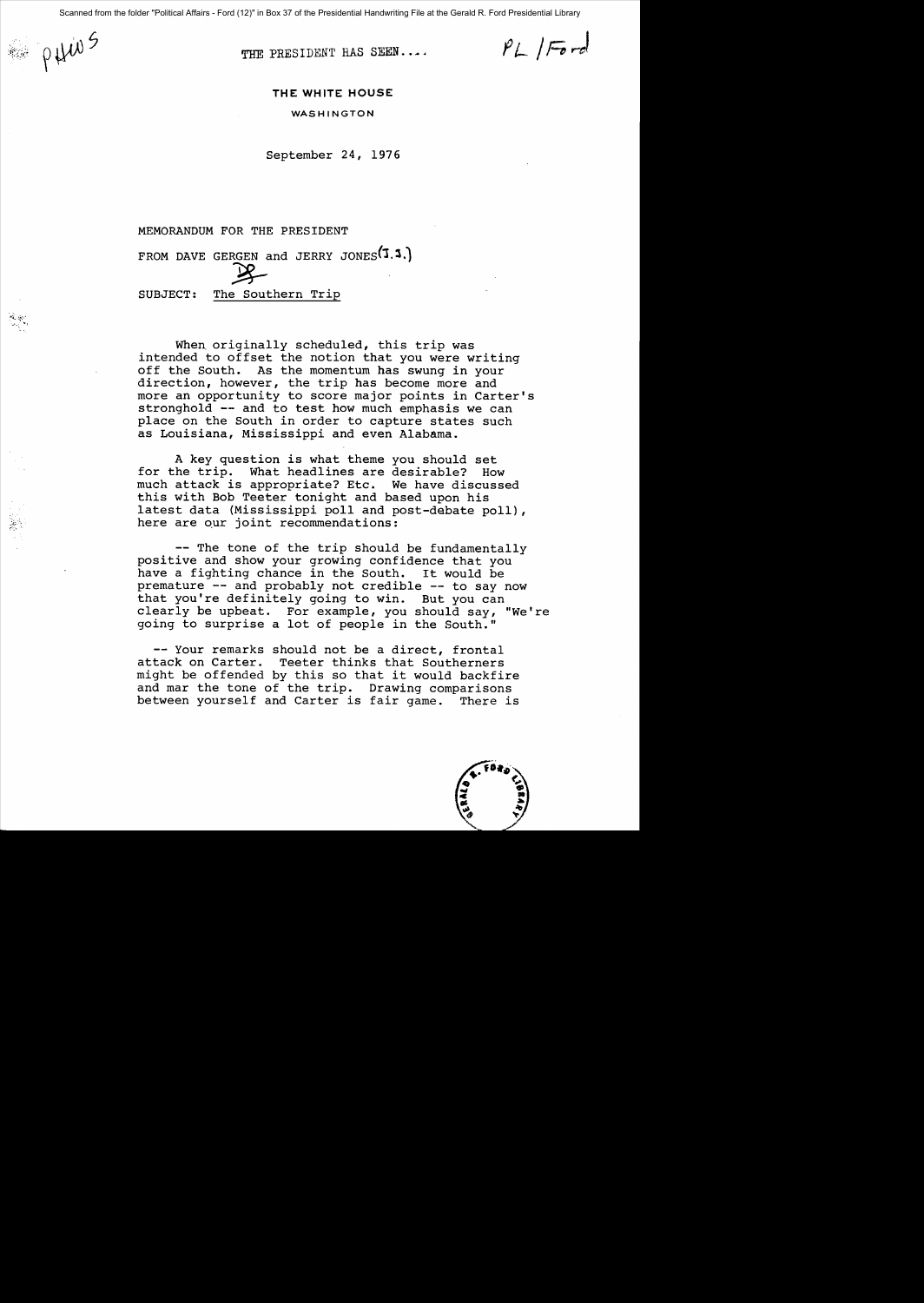Scanned from the folder "Political Affairs - Ford (12)" in Box 37 of the Presidential Handwriting File at the Gerald R. Ford Presidential Library

PHWS

THE PRESIDENT HAS SEEN....

PL / Ford

**THE WHITE HOUSE**

WASHINGTON

September 24, 1976

MEMORANDUM FOR THE PRESIDENT

FROM DAVE GERGEN and JERRY JONES (J.J.)

SUBJECT: The Southern Trip

When originally scheduled, this trip was intended to offset the notion that you were writing off the South. As the momentum has swung in your direction, however, the trip has become more and more an opportunity to score major points in Carter's stronghold -- and to test how much emphasis we can place on the South in order to capture states such as Louisiana, Mississippi and even Alabama.

A key question is what theme you should set for the trip. What headlines are desirable? How much attack is appropriate? Etc. We have discussed this with Bob Teeter tonight and based upon his latest data (Mississippi poll and post-debate poll), here are our joint recommendations:

-- The tone of the trip should be fundamentally positive and show your growing confidence that you have a fighting chance in the South. It would be premature -- and probably not credible -- to say now that you're definitely going to win. But you can clearly be upbeat. For example, you should say, "We're going to surprise a lot of people in the South."

-- Your remarks should not be a direct, frontal attack on Carter. Teeter thinks that Southerners might be offended by this so that it would backfire and mar the tone of the trip. Drawing comparisons between yourself and Carter is fair game. There is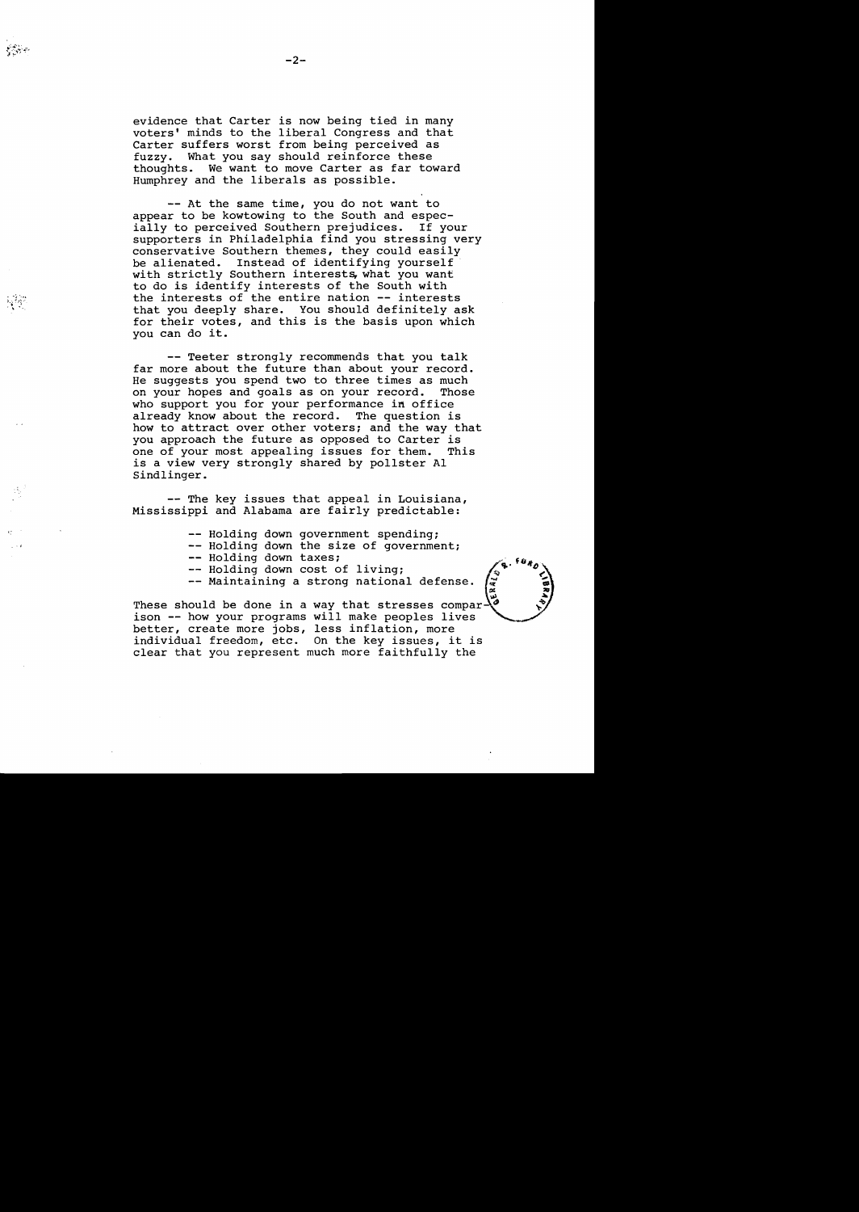evidence that Carter is now being tied in many voters' minds to the liberal Congress and that Carter suffers worst from being perceived as fuzzy. What you say should reinforce these thoughts. We want to move Carter as far toward Humphrey and the liberals as possible.

-- At the same time, you do not want to appear to be kowtowing to the South and especially to perceived Southern prejudices. If your supporters in Philadelphia find you stressing very conservative Southern themes, they could easily be alienated. Instead of identifying yourself with strictly Southern interests, what you want to do is identify interests of the South with the interests of the entire nation -- interests that you deeply share. You should definitely ask for their votes, and this is the basis upon which you can do it.

-- Teeter strongly recommends that you talk far more about the future than about your record. He suggests you spend two to three times as much on your hopes and goals as on your record. Those who support you for your performance in office already know about the record. The question is how to attract over other voters; and the way that you approach the future as opposed to Carter is one of your most appealing issues for them. This is a view very strongly shared by pollster Al Sindlinger.

-- The key issues that appeal in Louisiana, Mississippi and Alabama are fairly predictable:

- -- Holding down government spending;
- -- Holding down the size of government;
- -- Holding down taxes;
- -- Holding down cost of living;
- -- Maintaining a strong national defense.

These should be done in a way that stresses comparison -- how your programs will make peoples lives better, create more jobs, less inflation, more individual freedom, etc. On the key issues, it is clear that you represent much more faithfully the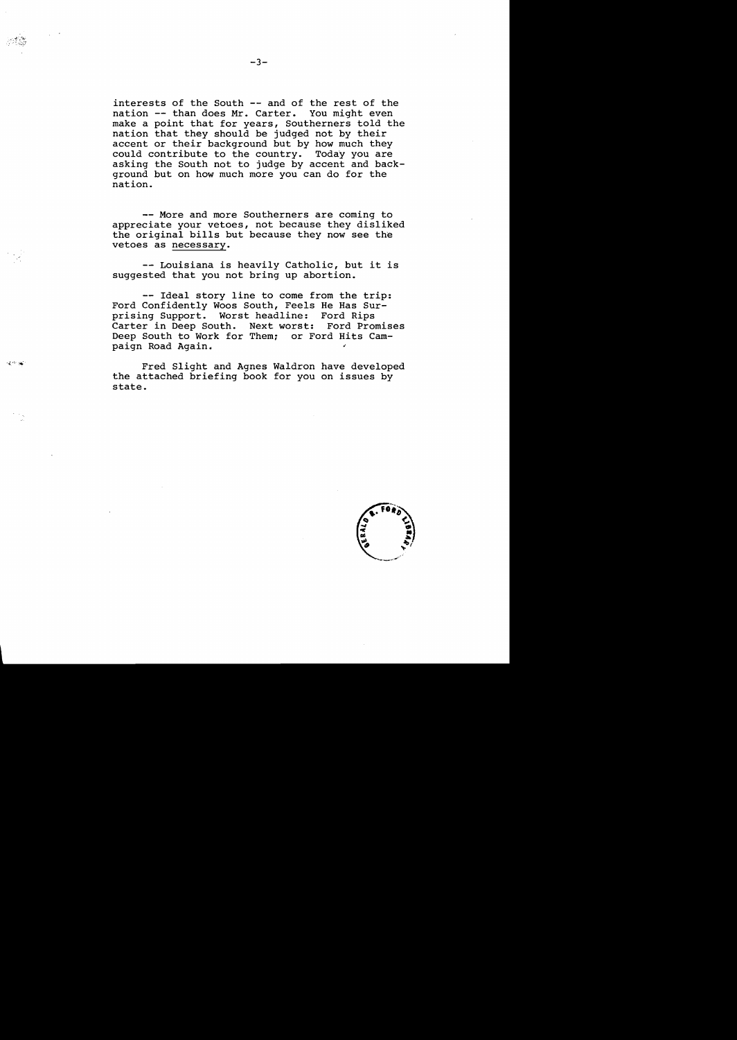interests of the South -- and of the rest of the nation -- than does Mr. Carter. You might even make a point that for years, Southerners told the nation that they should be judged not by their accent or their background but by how much they could contribute to the country. Today you are asking the South not to judge by accent and background but on how much more you can do for the nation.

-- More and more Southerners are coming to appreciate your vetoes, not because they disliked the original bills but because they now see the vetoes as <u>necessary</u>.

-- Louisiana is heavily Catholic, but it is suggested that you not bring up abortion.

-- Ideal story line to come from the trip: Ford Confidently Woos South, Feels He Has Surprising Support. Worst headline: Ford Rips Carter in Deep South. Next worst: Ford Promises Deep South to Work for Them; or Ford Hits Campaign Road Again.

Fred Slight and Agnes Waldron have developed the attached briefing book for you on issues by state.